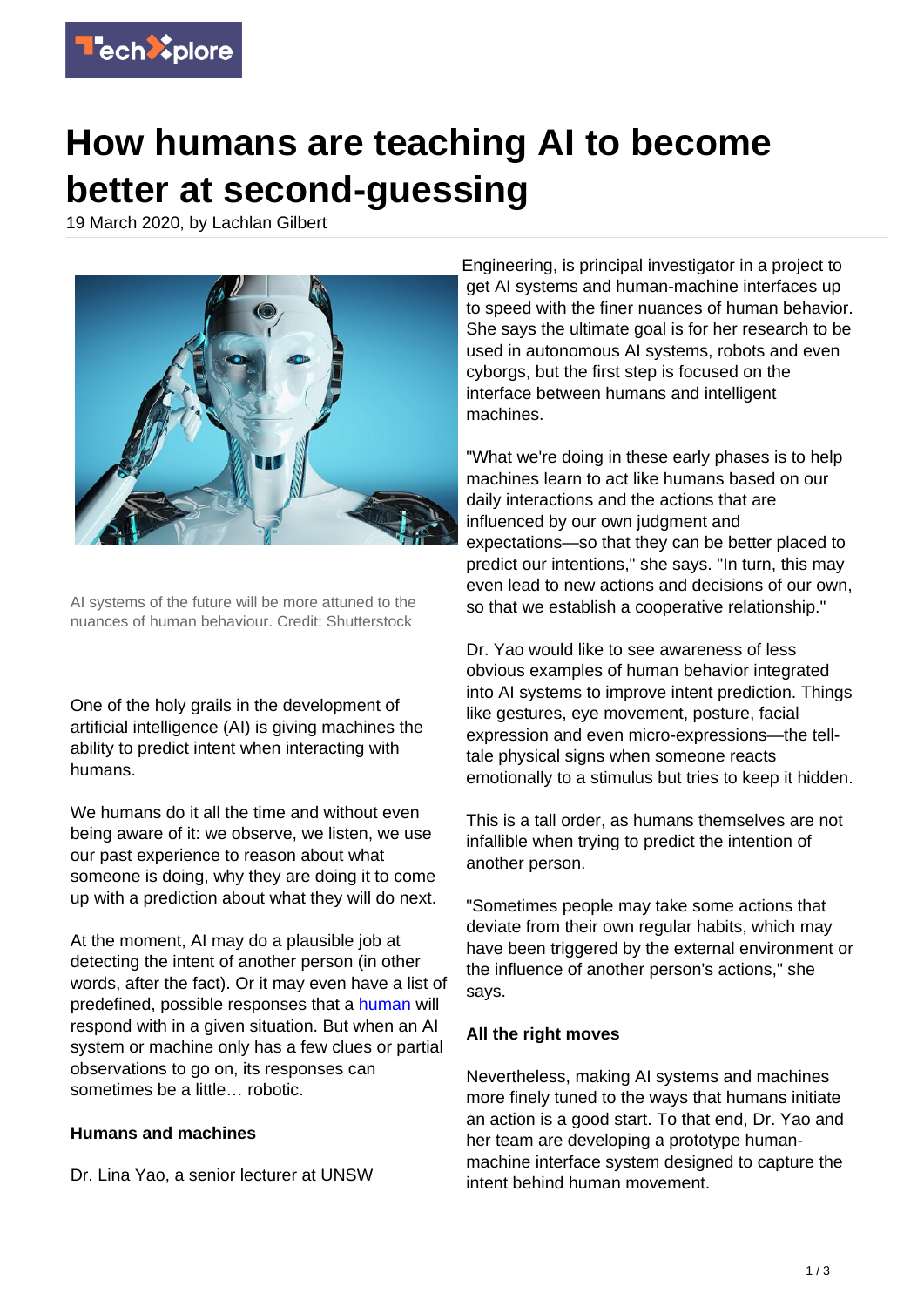# How humans are teaching AI to become better at second-guessing

19 March 2020, by Lachlan Gilbert

AI systems of the future will be more attuned to the nuances of human behaviour. Credit: Shutterstock

One of the holy grails in the development of artificial intelligence (AI) is giving machines the ability to predict intent when interacting with humans.

We humans do it all the time and without even being aware of it: we observe, we listen, we use our past experience to reason about what someone is doing, why they are doing it to come up with a prediction about what they will do next.

At the moment, AI may do a plausible job at detecting the intent of another person (in other words, after the fact). Or it may even have a list of predefined, possible responses that a human will respond with in a given situation. But when an AI system or machine only has a few clues or partial observations to go on, its responses can sometimes be a little… robotic.

**Humans and machines**

Dr. Lina Yao, a senior lecturer at UNSW Engineering, is principal investigator in a project to get AI systems and human-machine interfaces up to speed with the finer nuances of human behavior. She says the ultimate goal is for her research to be used in autonomous AI systems, robots and even cyborgs, but the first step is focused on the interface between humans and intelligent machines.

"What we're doing in these early phases is to help machines learn to act like humans based on our daily interactions and the actions that are influenced by our own judgment and expectations—so that they can be better placed to predict our intentions," she says. "In turn, this may even lead to new actions and decisions of our own, so that we establish a cooperative relationship."

Dr. Yao would like to see awareness of less obvious examples of human behavior integrated into AI systems to improve intent prediction. Things like gestures, eye movement, posture, facial expression and even micro-expressions—the tell-tale physical signs when someone reacts emotionally to a stimulus but tries to keep it hidden.

This is a tall order, as humans themselves are not infallible when trying to predict the intention of another person.

"Sometimes people may take some actions that deviate from their own regular habits, which may have been triggered by the external environment or the influence of another person's actions," she says.

**All the right moves**

Nevertheless, making AI systems and machines more finely tuned to the ways that humans initiate an action is a good start. To that end, Dr. Yao and her team are developing a prototype human-machine interface system designed to capture the intent behind human movement.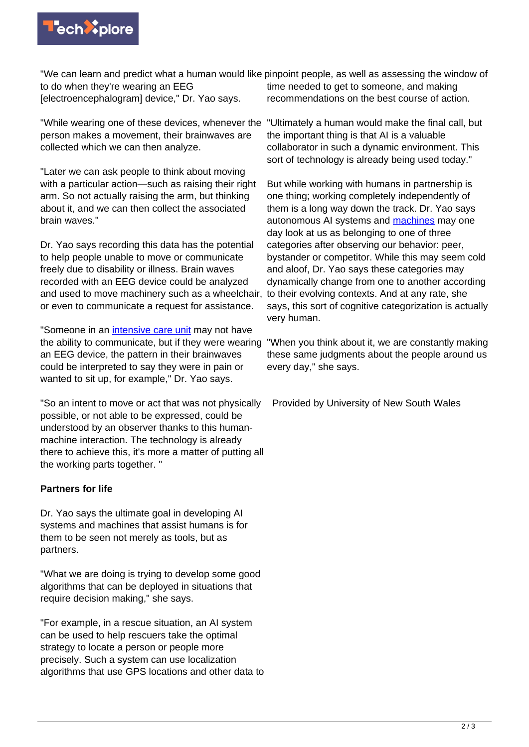"We can learn and predict what a human would like to do when they're wearing an EEG [electroencephalogram] device," Dr. Yao says.

"While wearing one of these devices, whenever the person makes a movement, their brainwaves are collected which we can then analyze.

"Later we can ask people to think about moving with a particular action—such as raising their right arm. So not actually raising the arm, but thinking about it, and we can then collect the associated brain waves."

Dr. Yao says recording this data has the potential to help people unable to move or communicate freely due to disability or illness. Brain waves recorded with an EEG device could be analyzed and used to move machinery such as a wheelchair, or even to communicate a request for assistance.

"Someone in an intensive care unit may not have the ability to communicate, but if they were wearing an EEG device, the pattern in their brainwaves could be interpreted to say they were in pain or wanted to sit up, for example," Dr. Yao says.

"So an intent to move or act that was not physically possible, or not able to be expressed, could be understood by an observer thanks to this human-machine interaction. The technology is already there to achieve this, it's more a matter of putting all the working parts together. "

**Partners for life**

Dr. Yao says the ultimate goal in developing AI systems and machines that assist humans is for them to be seen not merely as tools, but as partners.

"What we are doing is trying to develop some good algorithms that can be deployed in situations that require decision making," she says.

"For example, in a rescue situation, an AI system can be used to help rescuers take the optimal strategy to locate a person or people more precisely. Such a system can use localization algorithms that use GPS locations and other data to pinpoint people, as well as assessing the window of time needed to get to someone, and making recommendations on the best course of action.

"Ultimately a human would make the final call, but the important thing is that AI is a valuable collaborator in such a dynamic environment. This sort of technology is already being used today."

But while working with humans in partnership is one thing; working completely independently of them is a long way down the track. Dr. Yao says autonomous AI systems and machines may one day look at us as belonging to one of three categories after observing our behavior: peer, bystander or competitor. While this may seem cold and aloof, Dr. Yao says these categories may dynamically change from one to another according to their evolving contexts. And at any rate, she says, this sort of cognitive categorization is actually very human.

"When you think about it, we are constantly making these same judgments about the people around us every day," she says.

Provided by University of New South Wales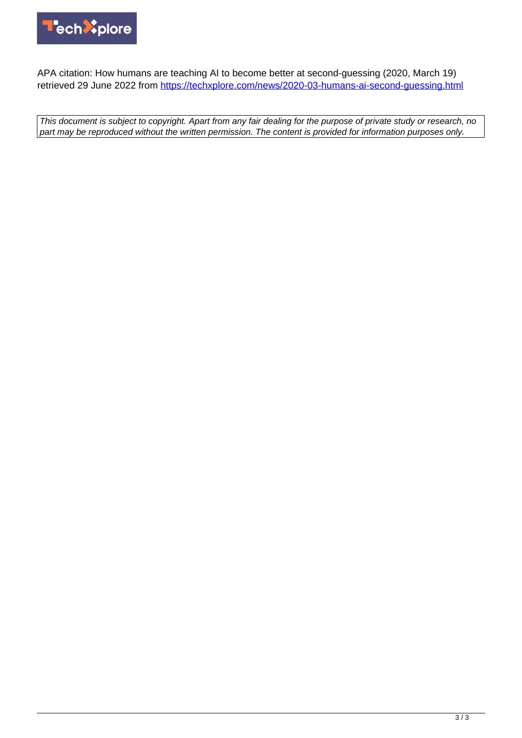APA citation: How humans are teaching AI to become better at second-guessing (2020, March 19) retrieved 29 June 2022 from https://techxplore.com/news/2020-03-humans-ai-second-guessing.html

*This document is subject to copyright. Apart from any fair dealing for the purpose of private study or research, no part may be reproduced without the written permission. The content is provided for information purposes only.*